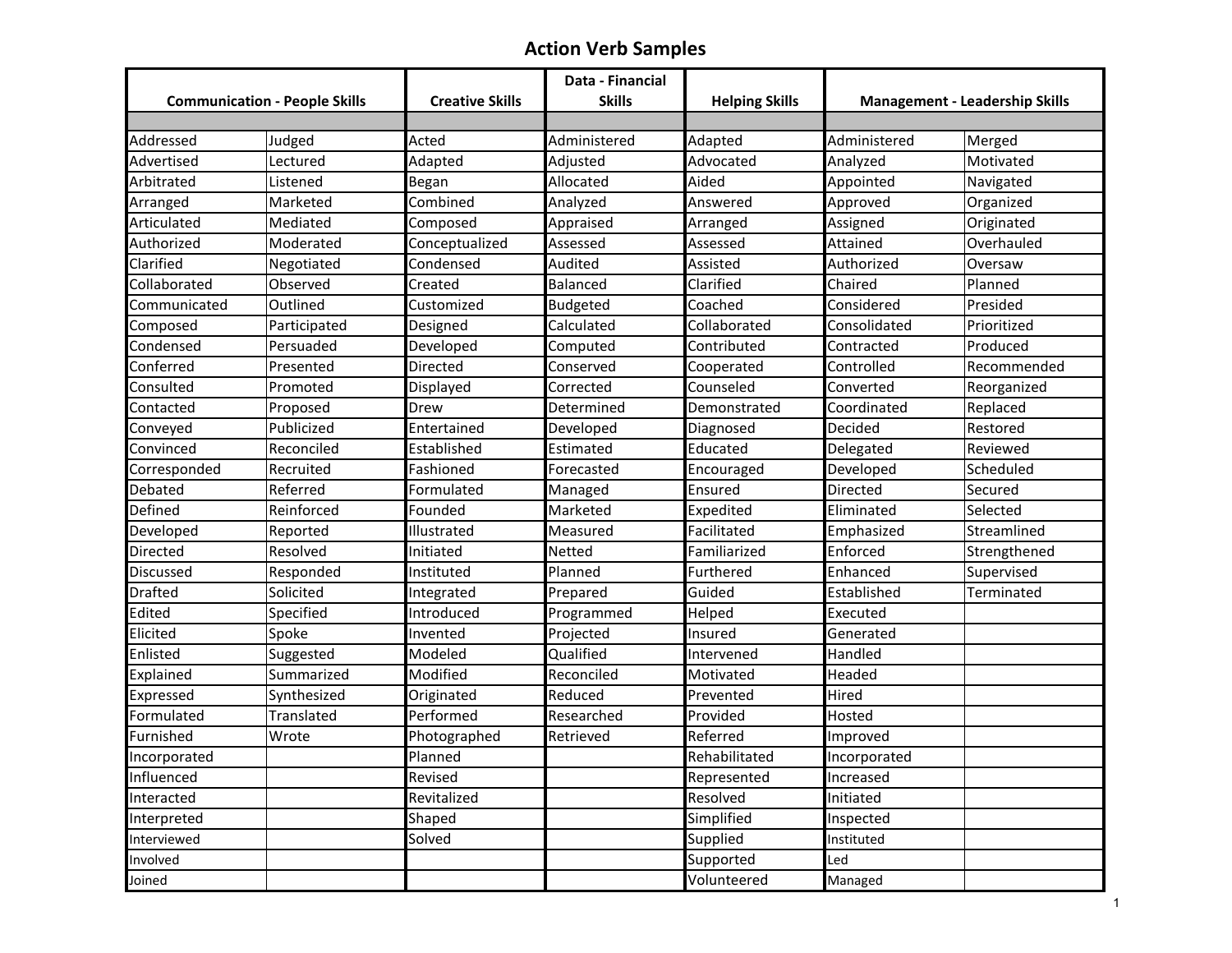# Action Verb Samples

| Communication - People Skills | | Creative Skills | Data - Financial Skills | Helping Skills | Management - Leadership Skills | |
|---|---|---|---|---|---|---|
| Addressed | Judged | Acted | Administered | Adapted | Administered | Merged |
| Advertised | Lectured | Adapted | Adjusted | Advocated | Analyzed | Motivated |
| Arbitrated | Listened | Began | Allocated | Aided | Appointed | Navigated |
| Arranged | Marketed | Combined | Analyzed | Answered | Approved | Organized |
| Articulated | Mediated | Composed | Appraised | Arranged | Assigned | Originated |
| Authorized | Moderated | Conceptualized | Assessed | Assessed | Attained | Overhauled |
| Clarified | Negotiated | Condensed | Audited | Assisted | Authorized | Oversaw |
| Collaborated | Observed | Created | Balanced | Clarified | Chaired | Planned |
| Communicated | Outlined | Customized | Budgeted | Coached | Considered | Presided |
| Composed | Participated | Designed | Calculated | Collaborated | Consolidated | Prioritized |
| Condensed | Persuaded | Developed | Computed | Contributed | Contracted | Produced |
| Conferred | Presented | Directed | Conserved | Cooperated | Controlled | Recommended |
| Consulted | Promoted | Displayed | Corrected | Counseled | Converted | Reorganized |
| Contacted | Proposed | Drew | Determined | Demonstrated | Coordinated | Replaced |
| Conveyed | Publicized | Entertained | Developed | Diagnosed | Decided | Restored |
| Convinced | Reconciled | Established | Estimated | Educated | Delegated | Reviewed |
| Corresponded | Recruited | Fashioned | Forecasted | Encouraged | Developed | Scheduled |
| Debated | Referred | Formulated | Managed | Ensured | Directed | Secured |
| Defined | Reinforced | Founded | Marketed | Expedited | Eliminated | Selected |
| Developed | Reported | Illustrated | Measured | Facilitated | Emphasized | Streamlined |
| Directed | Resolved | Initiated | Netted | Familiarized | Enforced | Strengthened |
| Discussed | Responded | Instituted | Planned | Furthered | Enhanced | Supervised |
| Drafted | Solicited | Integrated | Prepared | Guided | Established | Terminated |
| Edited | Specified | Introduced | Programmed | Helped | Executed | |
| Elicited | Spoke | Invented | Projected | Insured | Generated | |
| Enlisted | Suggested | Modeled | Qualified | Intervened | Handled | |
| Explained | Summarized | Modified | Reconciled | Motivated | Headed | |
| Expressed | Synthesized | Originated | Reduced | Prevented | Hired | |
| Formulated | Translated | Performed | Researched | Provided | Hosted | |
| Furnished | Wrote | Photographed | Retrieved | Referred | Improved | |
| Incorporated | | Planned | | Rehabilitated | Incorporated | |
| Influenced | | Revised | | Represented | Increased | |
| Interacted | | Revitalized | | Resolved | Initiated | |
| Interpreted | | Shaped | | Simplified | Inspected | |
| Interviewed | | Solved | | Supplied | Instituted | |
| Involved | | | | Supported | Led | |
| Joined | | | | Volunteered | Managed | |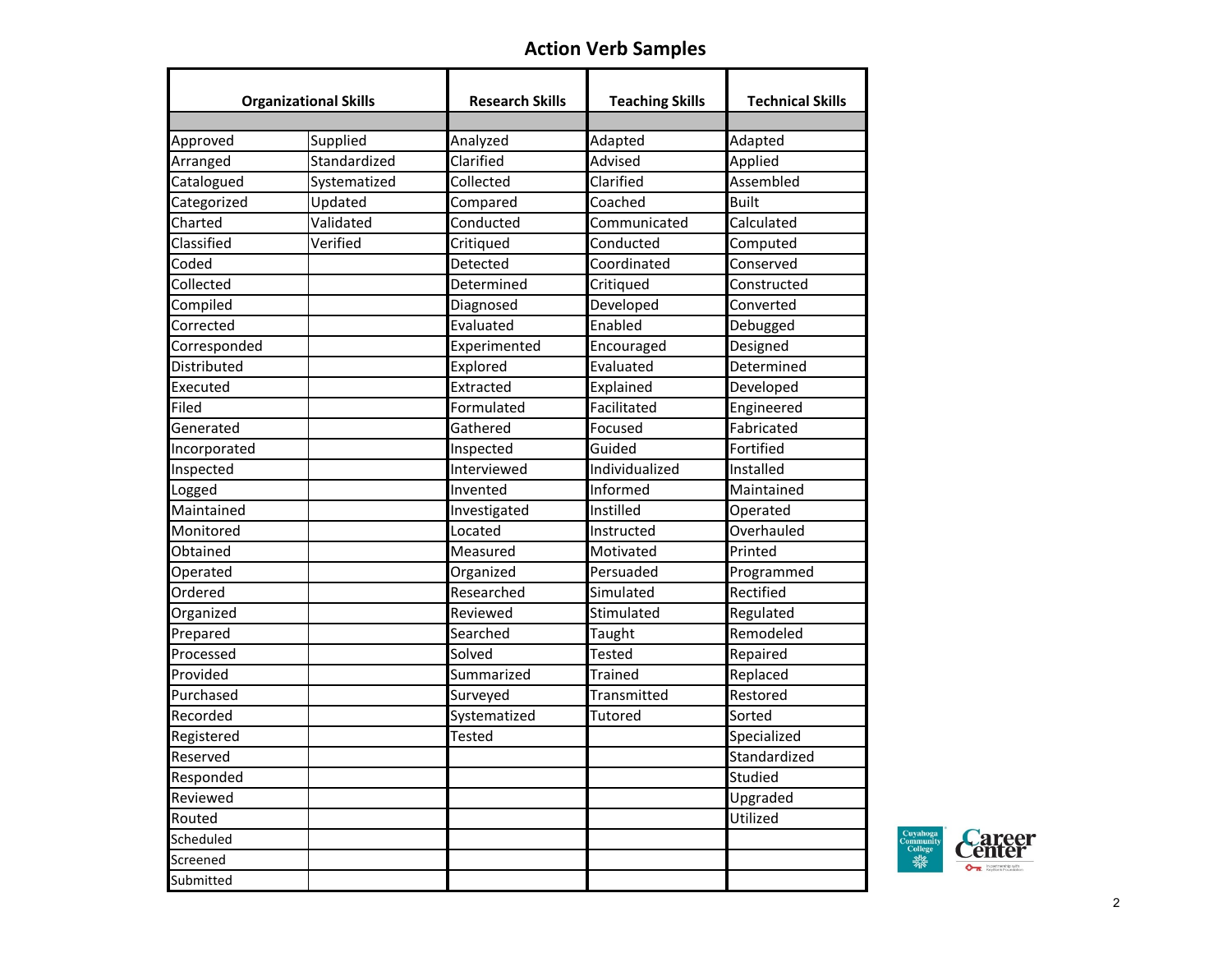## Action Verb Samples

| Organizational Skills | | Research Skills | Teaching Skills | Technical Skills |
|---|---|---|---|---|
| Approved | Supplied | Analyzed | Adapted | Adapted |
| Arranged | Standardized | Clarified | Advised | Applied |
| Catalogued | Systematized | Collected | Clarified | Assembled |
| Categorized | Updated | Compared | Coached | Built |
| Charted | Validated | Conducted | Communicated | Calculated |
| Classified | Verified | Critiqued | Conducted | Computed |
| Coded | | Detected | Coordinated | Conserved |
| Collected | | Determined | Critiqued | Constructed |
| Compiled | | Diagnosed | Developed | Converted |
| Corrected | | Evaluated | Enabled | Debugged |
| Corresponded | | Experimented | Encouraged | Designed |
| Distributed | | Explored | Evaluated | Determined |
| Executed | | Extracted | Explained | Developed |
| Filed | | Formulated | Facilitated | Engineered |
| Generated | | Gathered | Focused | Fabricated |
| Incorporated | | Inspected | Guided | Fortified |
| Inspected | | Interviewed | Individualized | Installed |
| Logged | | Invented | Informed | Maintained |
| Maintained | | Investigated | Instilled | Operated |
| Monitored | | Located | Instructed | Overhauled |
| Obtained | | Measured | Motivated | Printed |
| Operated | | Organized | Persuaded | Programmed |
| Ordered | | Researched | Simulated | Rectified |
| Organized | | Reviewed | Stimulated | Regulated |
| Prepared | | Searched | Taught | Remodeled |
| Processed | | Solved | Tested | Repaired |
| Provided | | Summarized | Trained | Replaced |
| Purchased | | Surveyed | Transmitted | Restored |
| Recorded | | Systematized | Tutored | Sorted |
| Registered | | Tested | | Specialized |
| Reserved | | | | Standardized |
| Responded | | | | Studied |
| Reviewed | | | | Upgraded |
| Routed | | | | Utilized |
| Scheduled | | | | |
| Screened | | | | |
| Submitted | | | | |

Cuyahoga Community College Career Center